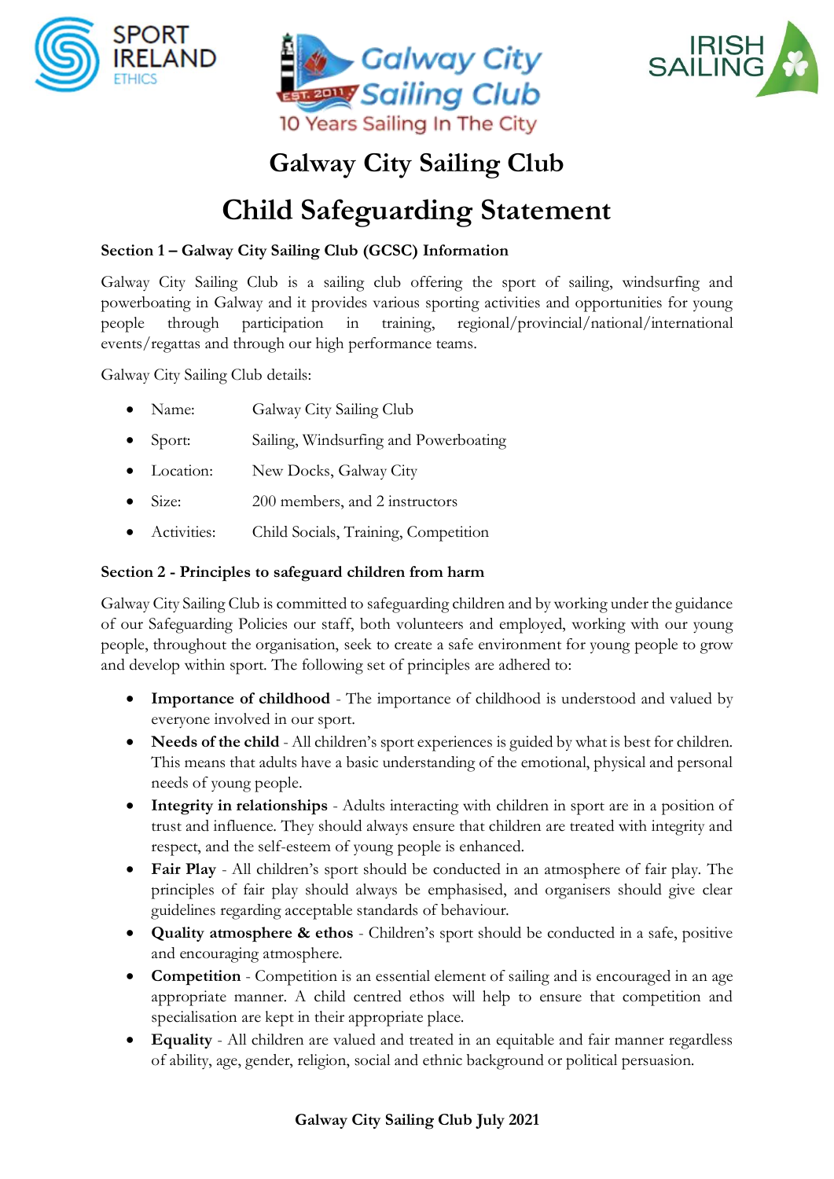# Galway City Sailing Club

# Child Safeguarding Statement

**Section 1 – Galway City Sailing Club (GCSC) Information**

Galway City Sailing Club is a sailing club offering the sport of sailing, windsurfing and powerboating in Galway and it provides various sporting activities and opportunities for young people through participation in training, regional/provincial/national/international events/regattas and through our high performance teams.

Galway City Sailing Club details:

- Name: Galway City Sailing Club
- Sport: Sailing, Windsurfing and Powerboating
- Location: New Docks, Galway City
- Size: 200 members, and 2 instructors
- Activities: Child Socials, Training, Competition

**Section 2 - Principles to safeguard children from harm**

Galway City Sailing Club is committed to safeguarding children and by working under the guidance of our Safeguarding Policies our staff, both volunteers and employed, working with our young people, throughout the organisation, seek to create a safe environment for young people to grow and develop within sport. The following set of principles are adhered to:

- **Importance of childhood** - The importance of childhood is understood and valued by everyone involved in our sport.
- **Needs of the child** - All children's sport experiences is guided by what is best for children. This means that adults have a basic understanding of the emotional, physical and personal needs of young people.
- **Integrity in relationships** - Adults interacting with children in sport are in a position of trust and influence. They should always ensure that children are treated with integrity and respect, and the self-esteem of young people is enhanced.
- **Fair Play** - All children's sport should be conducted in an atmosphere of fair play. The principles of fair play should always be emphasised, and organisers should give clear guidelines regarding acceptable standards of behaviour.
- **Quality atmosphere & ethos** - Children's sport should be conducted in a safe, positive and encouraging atmosphere.
- **Competition** - Competition is an essential element of sailing and is encouraged in an age appropriate manner. A child centred ethos will help to ensure that competition and specialisation are kept in their appropriate place.
- **Equality** - All children are valued and treated in an equitable and fair manner regardless of ability, age, gender, religion, social and ethnic background or political persuasion.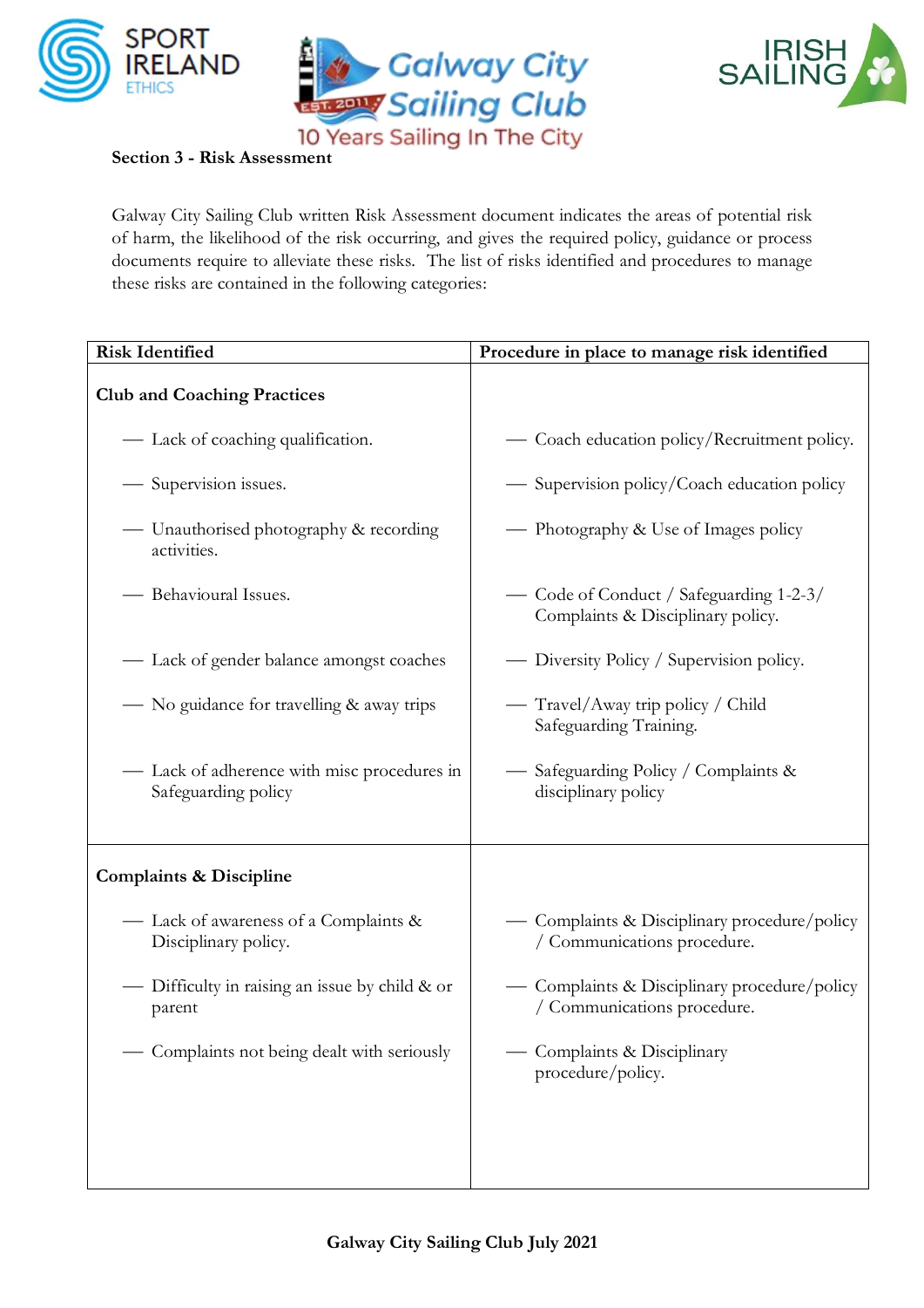**Section 3 - Risk Assessment**

Galway City Sailing Club written Risk Assessment document indicates the areas of potential risk of harm, the likelihood of the risk occurring, and gives the required policy, guidance or process documents require to alleviate these risks. The list of risks identified and procedures to manage these risks are contained in the following categories:

| Risk Identified | Procedure in place to manage risk identified |
|---|---|
| **Club and Coaching Practices** | |
| — Lack of coaching qualification. | — Coach education policy/Recruitment policy. |
| — Supervision issues. | — Supervision policy/Coach education policy |
| — Unauthorised photography & recording activities. | — Photography & Use of Images policy |
| — Behavioural Issues. | — Code of Conduct / Safeguarding 1-2-3/ Complaints & Disciplinary policy. |
| — Lack of gender balance amongst coaches | — Diversity Policy / Supervision policy. |
| — No guidance for travelling & away trips | — Travel/Away trip policy / Child Safeguarding Training. |
| — Lack of adherence with misc procedures in Safeguarding policy | — Safeguarding Policy / Complaints & disciplinary policy |
| **Complaints & Discipline** | |
| — Lack of awareness of a Complaints & Disciplinary policy. | — Complaints & Disciplinary procedure/policy / Communications procedure. |
| — Difficulty in raising an issue by child & or parent | — Complaints & Disciplinary procedure/policy / Communications procedure. |
| — Complaints not being dealt with seriously | — Complaints & Disciplinary procedure/policy. |

**Galway City Sailing Club July 2021**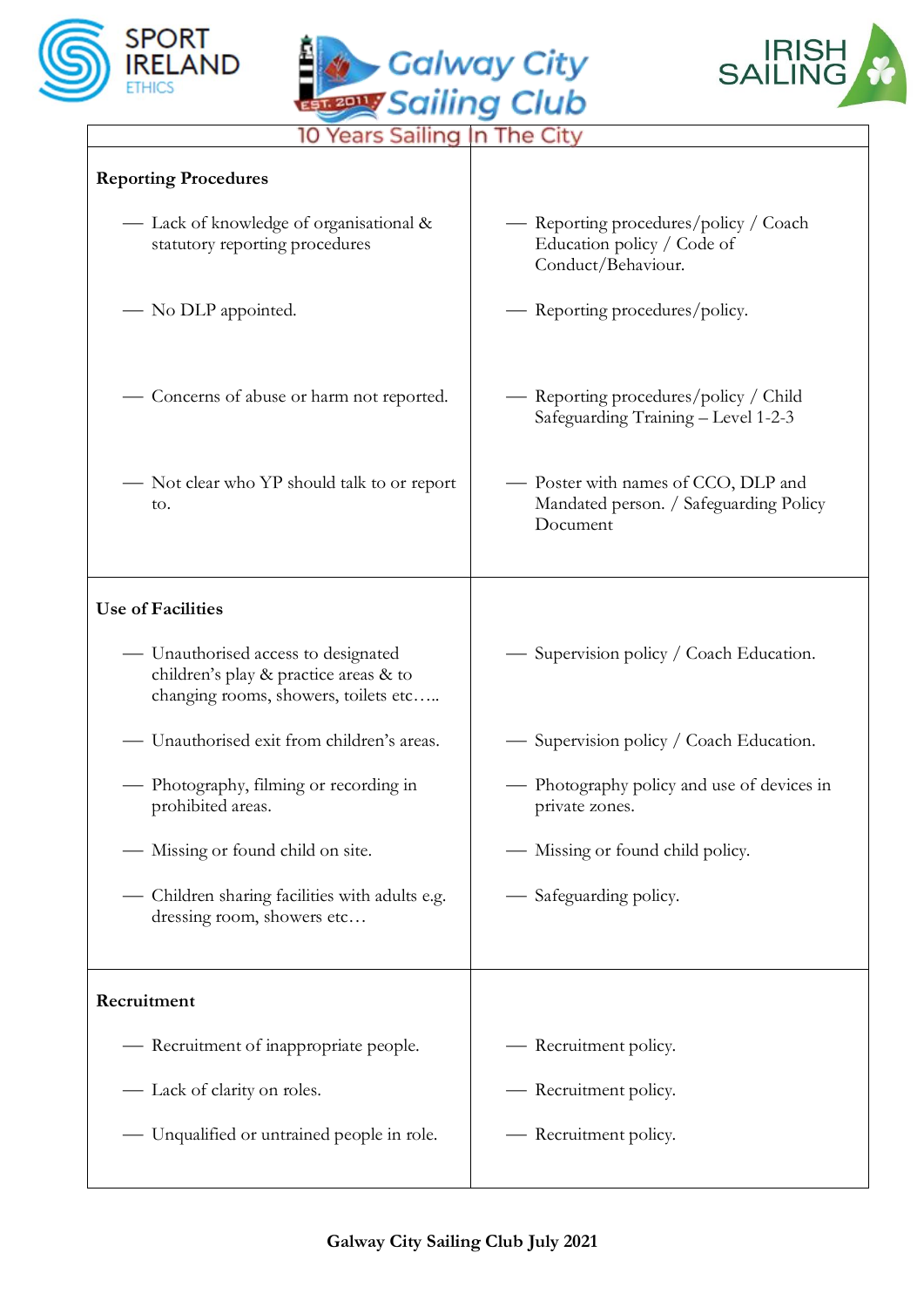| | |
|---|---|
| **Reporting Procedures** | |
| — Lack of knowledge of organisational & statutory reporting procedures | — Reporting procedures/policy / Coach Education policy / Code of Conduct/Behaviour. |
| — No DLP appointed. | — Reporting procedures/policy. |
| — Concerns of abuse or harm not reported. | — Reporting procedures/policy / Child Safeguarding Training – Level 1-2-3 |
| — Not clear who YP should talk to or report to. | — Poster with names of CCO, DLP and Mandated person. / Safeguarding Policy Document |
| **Use of Facilities** | |
| — Unauthorised access to designated children's play & practice areas & to changing rooms, showers, toilets etc….. | — Supervision policy / Coach Education. |
| — Unauthorised exit from children's areas. | — Supervision policy / Coach Education. |
| — Photography, filming or recording in prohibited areas. | — Photography policy and use of devices in private zones. |
| — Missing or found child on site. | — Missing or found child policy. |
| — Children sharing facilities with adults e.g. dressing room, showers etc… | — Safeguarding policy. |
| **Recruitment** | |
| — Recruitment of inappropriate people. | — Recruitment policy. |
| — Lack of clarity on roles. | — Recruitment policy. |
| — Unqualified or untrained people in role. | — Recruitment policy. |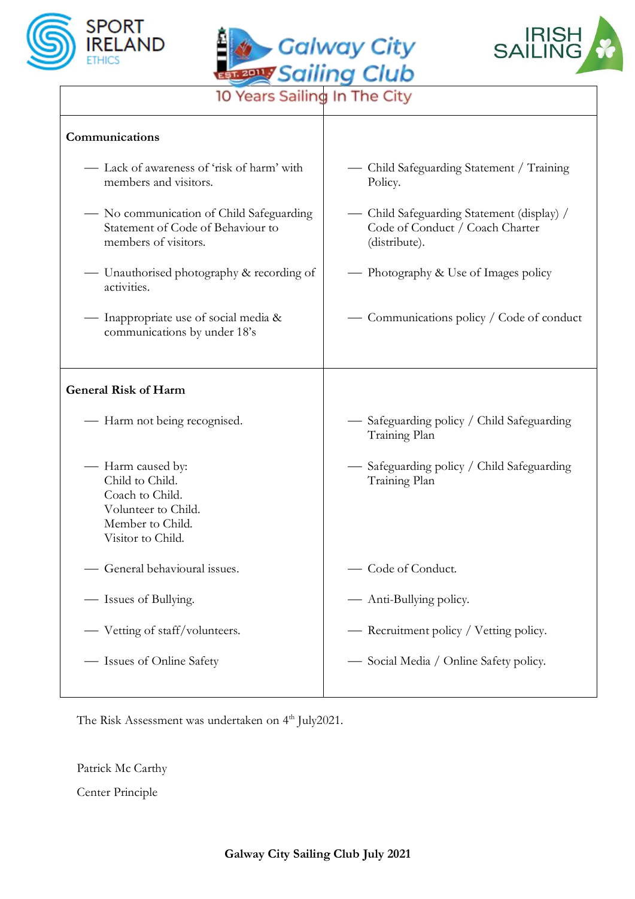Galway City Sailing Club

10 Years Sailing In The City

| | |
|---|---|
| **Communications** | |
| — Lack of awareness of 'risk of harm' with members and visitors. | — Child Safeguarding Statement / Training Policy. |
| — No communication of Child Safeguarding Statement of Code of Behaviour to members of visitors. | — Child Safeguarding Statement (display) / Code of Conduct / Coach Charter (distribute). |
| — Unauthorised photography & recording of activities. | — Photography & Use of Images policy |
| — Inappropriate use of social media & communications by under 18's | — Communications policy / Code of conduct |
| **General Risk of Harm** | |
| — Harm not being recognised. | — Safeguarding policy / Child Safeguarding Training Plan |
| — Harm caused by:<br>Child to Child.<br>Coach to Child.<br>Volunteer to Child.<br>Member to Child.<br>Visitor to Child. | — Safeguarding policy / Child Safeguarding Training Plan |
| — General behavioural issues. | — Code of Conduct. |
| — Issues of Bullying. | — Anti-Bullying policy. |
| — Vetting of staff/volunteers. | — Recruitment policy / Vetting policy. |
| — Issues of Online Safety | — Social Media / Online Safety policy. |

The Risk Assessment was undertaken on 4th July2021.

Patrick Mc Carthy

Center Principle

**Galway City Sailing Club July 2021**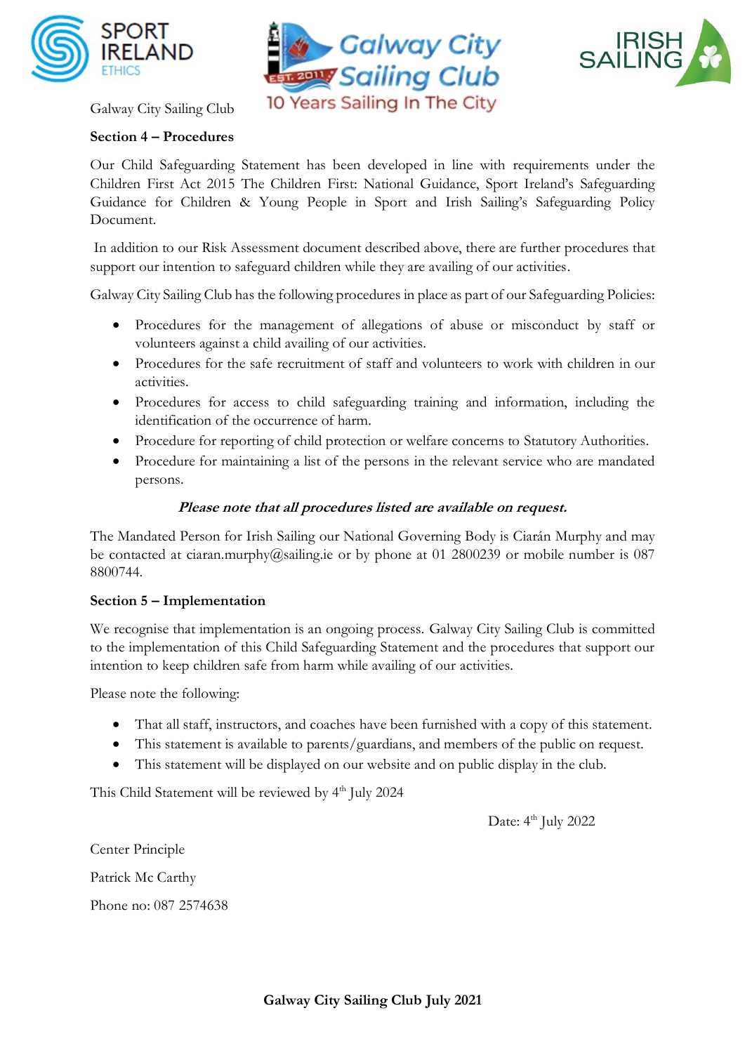Galway City Sailing Club

**Section 4 – Procedures**

Our Child Safeguarding Statement has been developed in line with requirements under the Children First Act 2015 The Children First: National Guidance, Sport Ireland's Safeguarding Guidance for Children & Young People in Sport and Irish Sailing's Safeguarding Policy Document.

In addition to our Risk Assessment document described above, there are further procedures that support our intention to safeguard children while they are availing of our activities.

Galway City Sailing Club has the following procedures in place as part of our Safeguarding Policies:

- Procedures for the management of allegations of abuse or misconduct by staff or volunteers against a child availing of our activities.
- Procedures for the safe recruitment of staff and volunteers to work with children in our activities.
- Procedures for access to child safeguarding training and information, including the identification of the occurrence of harm.
- Procedure for reporting of child protection or welfare concerns to Statutory Authorities.
- Procedure for maintaining a list of the persons in the relevant service who are mandated persons.

***Please note that all procedures listed are available on request.***

The Mandated Person for Irish Sailing our National Governing Body is Ciarán Murphy and may be contacted at ciaran.murphy@sailing.ie or by phone at 01 2800239 or mobile number is 087 8800744.

**Section 5 – Implementation**

We recognise that implementation is an ongoing process. Galway City Sailing Club is committed to the implementation of this Child Safeguarding Statement and the procedures that support our intention to keep children safe from harm while availing of our activities.

Please note the following:

- That all staff, instructors, and coaches have been furnished with a copy of this statement.
- This statement is available to parents/guardians, and members of the public on request.
- This statement will be displayed on our website and on public display in the club.

This Child Statement will be reviewed by 4th July 2024

Date: 4th July 2022

Center Principle

Patrick Mc Carthy

Phone no: 087 2574638